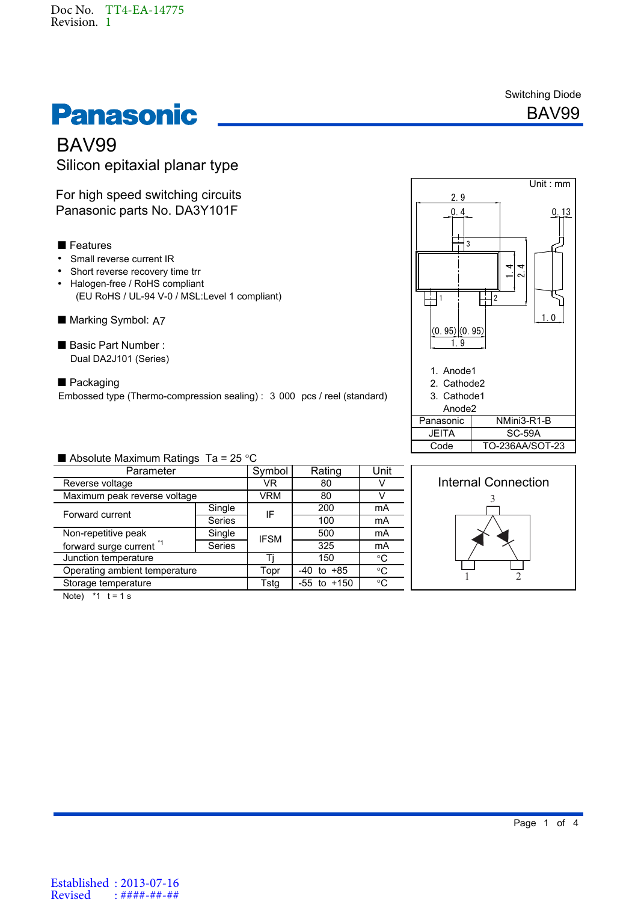Doc No. TT4-EA-14775
Revision. 1

Switching Diode

**Panasonic** BAV99

# BAV99

## Silicon epitaxial planar type

For high speed switching circuits
Panasonic parts No. DA3Y101F

### ■ Features

- Small reverse current IR
- Short reverse recovery time trr
- Halogen-free / RoHS compliant
  (EU RoHS / UL-94 V-0 / MSL:Level 1 compliant)

### ■ Marking Symbol: A7

### ■ Basic Part Number :

Dual DA2J101 (Series)

### ■ Packaging

Embossed type (Thermo-compression sealing) : 3 000 pcs / reel (standard)

Unit : mm

2.9, 0.4, 0.13, 1.4, 2.4, 1.0, (0.95), (0.95), 1.9

1. Anode1
2. Cathode2
3. Cathode1
   Anode2

| Panasonic | NMini3-R1-B |
|---|---|
| JEITA | SC-59A |
| Code | TO-236AA/SOT-23 |

### ■ Absolute Maximum Ratings Ta = 25 °C

| Parameter | | Symbol | Rating | Unit |
|---|---|---|---|---|
| Reverse voltage | | VR | 80 | V |
| Maximum peak reverse voltage | | VRM | 80 | V |
| Forward current | Single | IF | 200 | mA |
| | Series | | 100 | mA |
| Non-repetitive peak forward surge current [*1] | Single | IFSM | 500 | mA |
| | Series | | 325 | mA |
| Junction temperature | | Tj | 150 | °C |
| Operating ambient temperature | | Topr | -40 to +85 | °C |
| Storage temperature | | Tstg | -55 to +150 | °C |

Note) *1 t = 1 s

Internal Connection

Established : 2013-07-16
Revised : ####-##-##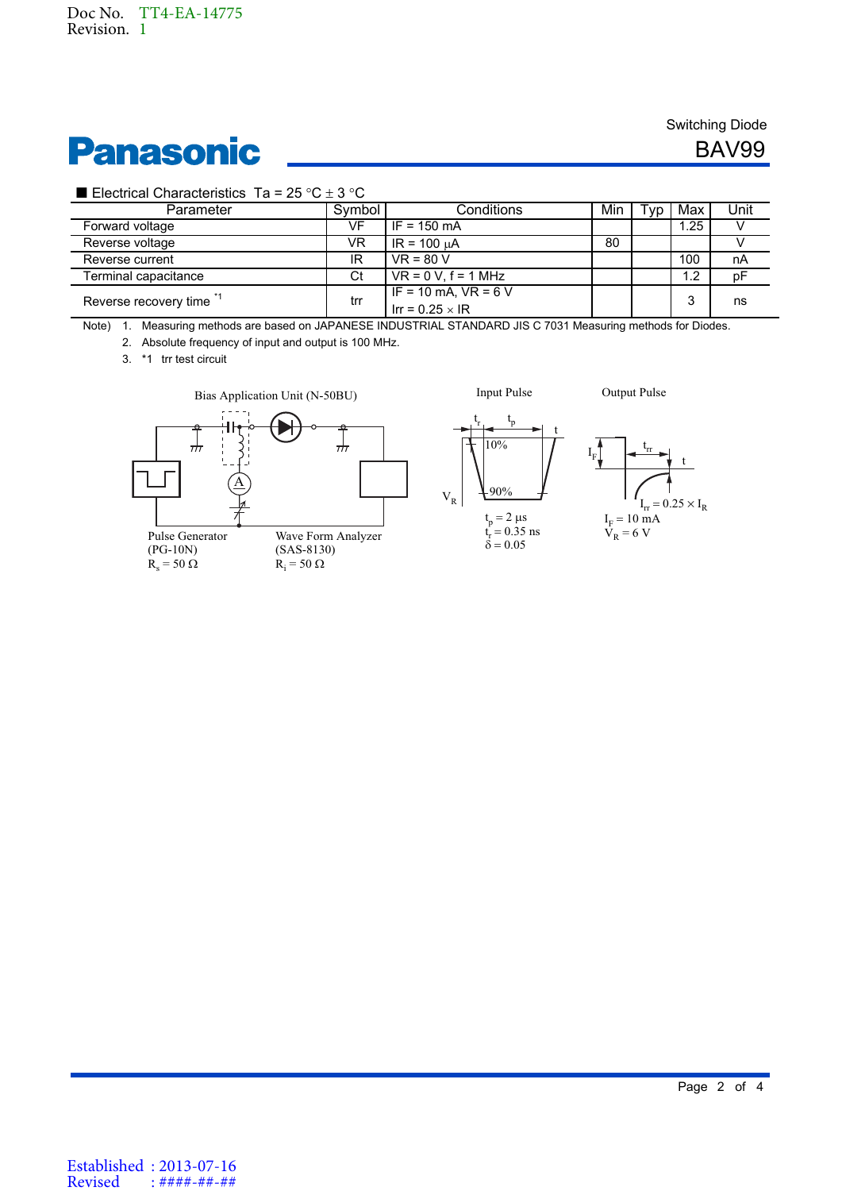Doc No. TT4-EA-14775
Revision. 1

Switching Diode

# BAV99

■ Electrical Characteristics Ta = 25 °C ± 3 °C

| Parameter | Symbol | Conditions | Min | Typ | Max | Unit |
|---|---|---|---|---|---|---|
| Forward voltage | VF | IF = 150 mA | | | 1.25 | V |
| Reverse voltage | VR | IR = 100 μA | 80 | | | V |
| Reverse current | IR | VR = 80 V | | | 100 | nA |
| Terminal capacitance | Ct | VR = 0 V, f = 1 MHz | | | 1.2 | pF |
| Reverse recovery time *1 | trr | IF = 10 mA, VR = 6 V<br>Irr = 0.25 × IR | | | 3 | ns |

Note) 1. Measuring methods are based on JAPANESE INDUSTRIAL STANDARD JIS C 7031 Measuring methods for Diodes.

2. Absolute frequency of input and output is 100 MHz.

3. *1 trr test circuit

Bias Application Unit (N-50BU)

Pulse Generator (PG-10N) $R_s = 50\ \Omega$

Wave Form Analyzer (SAS-8130) $R_i = 50\ \Omega$

Input Pulse: $t_p = 2\ \mu s$, $t_r = 0.35$ ns, $\delta = 0.05$

Output Pulse: $I_{rr} = 0.25 \times I_R$, $I_F = 10$ mA, $V_R = 6$ V

Established : 2013-07-16
Revised : ####-##-##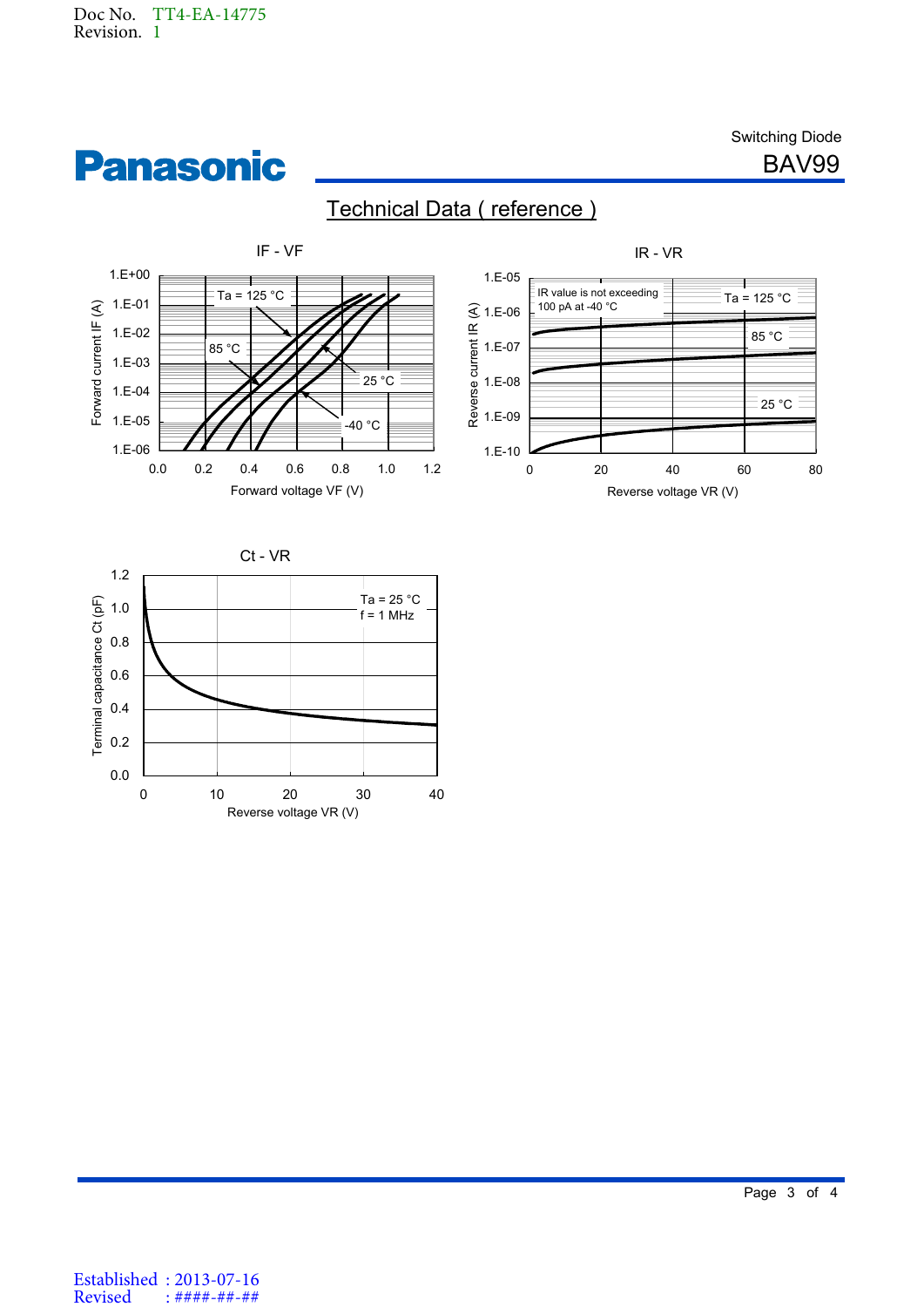Doc No. TT4-EA-14775
Revision. 1

Switching Diode

# BAV99

## Technical Data ( reference )

IF - VF

Forward current IF (A): 1.E+00, 1.E-01, 1.E-02, 1.E-03, 1.E-04, 1.E-05, 1.E-06

Forward voltage VF (V): 0.0, 0.2, 0.4, 0.6, 0.8, 1.0, 1.2

Ta = 125 °C, 85 °C, 25 °C, -40 °C

IR - VR

Reverse current IR (A): 1.E-05, 1.E-06, 1.E-07, 1.E-08, 1.E-09, 1.E-10

Reverse voltage VR (V): 0, 20, 40, 60, 80

IR value is not exceeding 100 pA at -40 °C

Ta = 125 °C, 85 °C, 25 °C

Ct - VR

Terminal capacitance Ct (pF): 0.0, 0.2, 0.4, 0.6, 0.8, 1.0, 1.2

Reverse voltage VR (V): 0, 10, 20, 30, 40

Ta = 25 °C
f = 1 MHz

Established : 2013-07-16
Revised : ####-##-##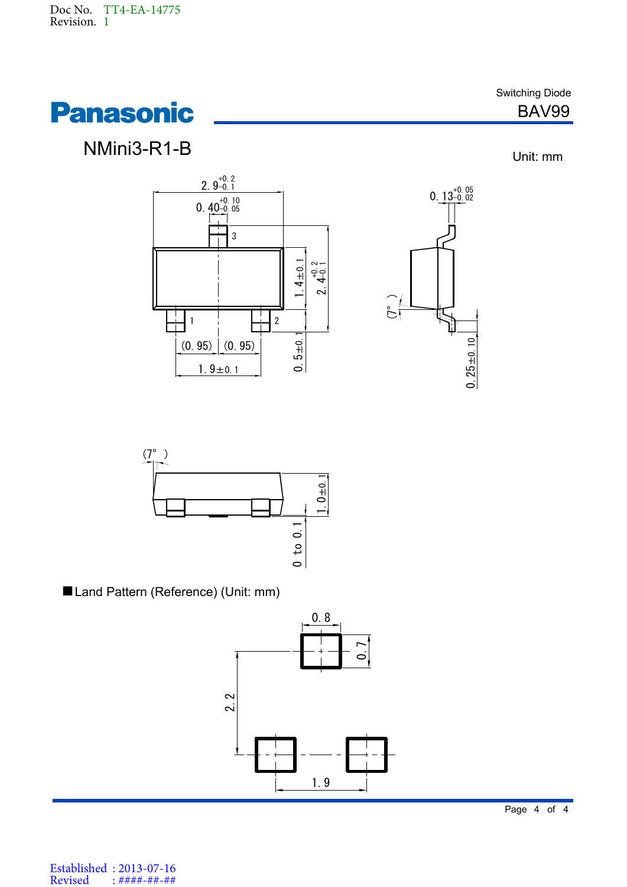Doc No. TT4-EA-14775
Revision. 1

# Panasonic

Switching Diode
**BAV99**

## NMini3-R1-B

Unit: mm

$2.9^{+0.2}_{-0.1}$

$0.40^{+0.10}_{-0.05}$

$0.13^{+0.05}_{-0.02}$

$1.4\pm0.1$

$2.4^{+0.2}_{-0.1}$

(7°)

(0.95) (0.95)

$1.9\pm0.1$

$0.5\pm0.1$

$0.25\pm0.10$

(7°)

$1.0\pm0.1$

0 to 0.1

■ Land Pattern (Reference) (Unit: mm)

0.8

0.7

2.2

1.9

Established : 2013-07-16
Revised : ####-##-##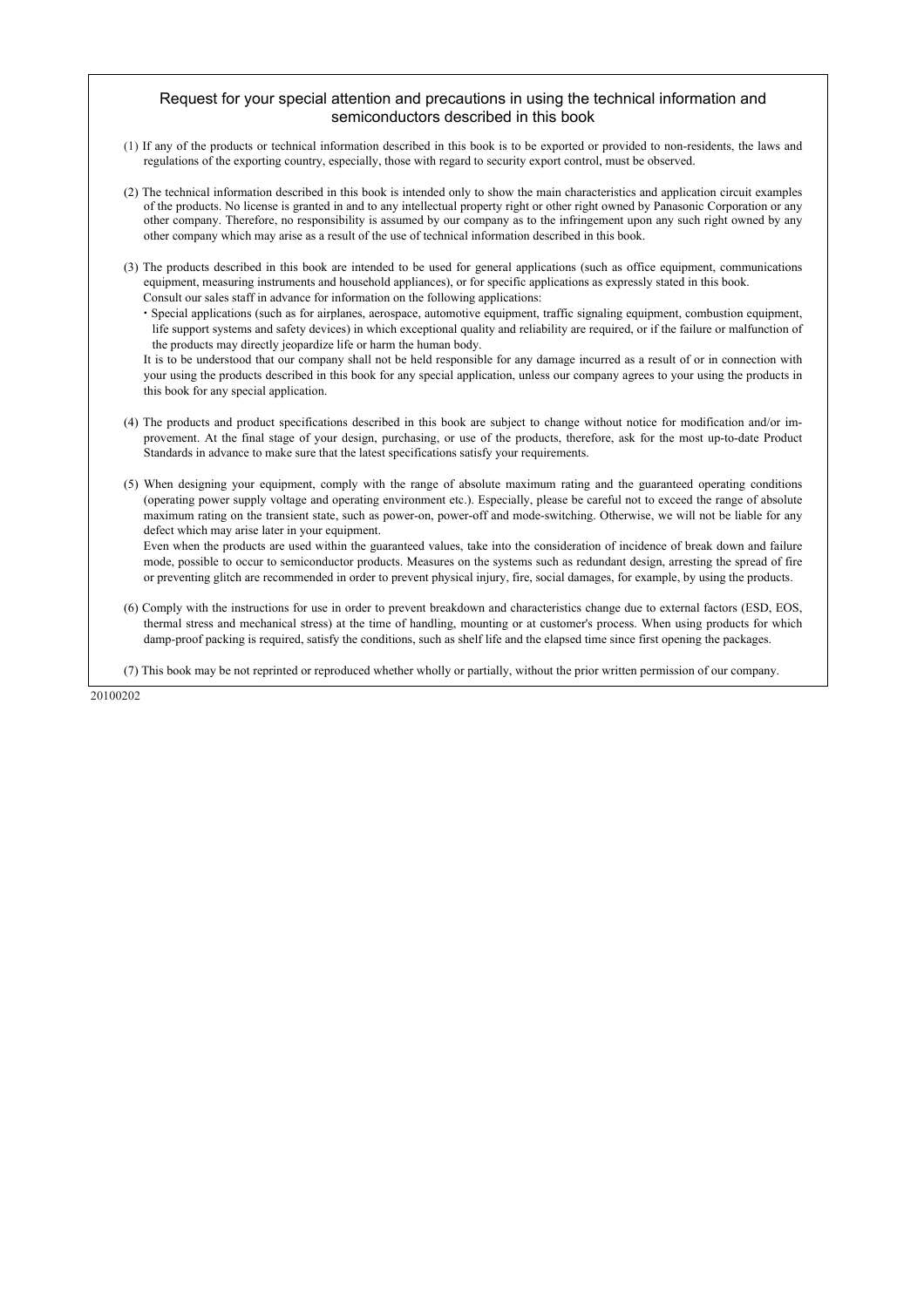## Request for your special attention and precautions in using the technical information and semiconductors described in this book

(1) If any of the products or technical information described in this book is to be exported or provided to non-residents, the laws and regulations of the exporting country, especially, those with regard to security export control, must be observed.

(2) The technical information described in this book is intended only to show the main characteristics and application circuit examples of the products. No license is granted in and to any intellectual property right or other right owned by Panasonic Corporation or any other company. Therefore, no responsibility is assumed by our company as to the infringement upon any such right owned by any other company which may arise as a result of the use of technical information described in this book.

(3) The products described in this book are intended to be used for general applications (such as office equipment, communications equipment, measuring instruments and household appliances), or for specific applications as expressly stated in this book.
Consult our sales staff in advance for information on the following applications:

- Special applications (such as for airplanes, aerospace, automotive equipment, traffic signaling equipment, combustion equipment, life support systems and safety devices) in which exceptional quality and reliability are required, or if the failure or malfunction of the products may directly jeopardize life or harm the human body.

It is to be understood that our company shall not be held responsible for any damage incurred as a result of or in connection with your using the products described in this book for any special application, unless our company agrees to your using the products in this book for any special application.

(4) The products and product specifications described in this book are subject to change without notice for modification and/or improvement. At the final stage of your design, purchasing, or use of the products, therefore, ask for the most up-to-date Product Standards in advance to make sure that the latest specifications satisfy your requirements.

(5) When designing your equipment, comply with the range of absolute maximum rating and the guaranteed operating conditions (operating power supply voltage and operating environment etc.). Especially, please be careful not to exceed the range of absolute maximum rating on the transient state, such as power-on, power-off and mode-switching. Otherwise, we will not be liable for any defect which may arise later in your equipment.
Even when the products are used within the guaranteed values, take into the consideration of incidence of break down and failure mode, possible to occur to semiconductor products. Measures on the systems such as redundant design, arresting the spread of fire or preventing glitch are recommended in order to prevent physical injury, fire, social damages, for example, by using the products.

(6) Comply with the instructions for use in order to prevent breakdown and characteristics change due to external factors (ESD, EOS, thermal stress and mechanical stress) at the time of handling, mounting or at customer's process. When using products for which damp-proof packing is required, satisfy the conditions, such as shelf life and the elapsed time since first opening the packages.

(7) This book may be not reprinted or reproduced whether wholly or partially, without the prior written permission of our company.

20100202